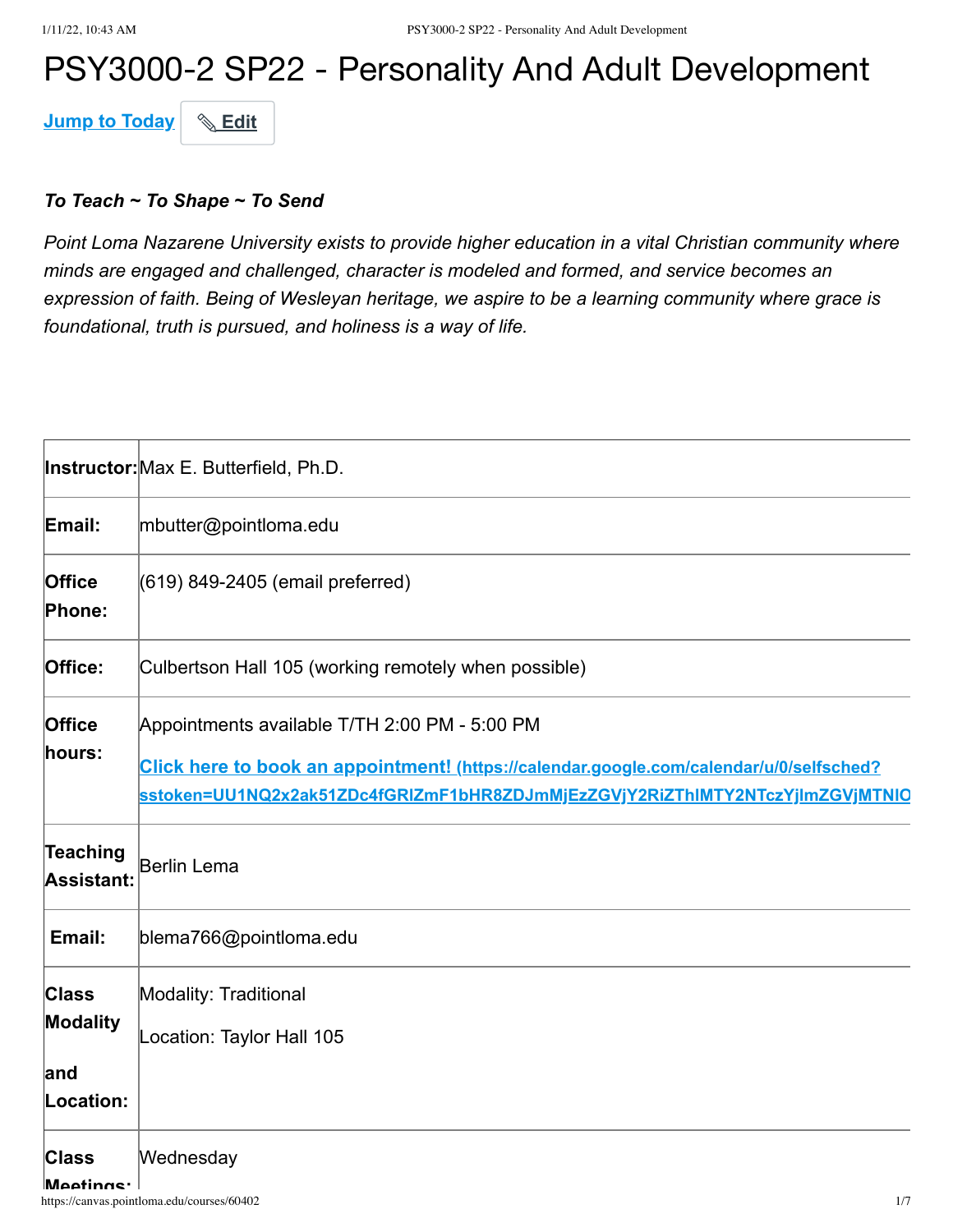# PSY3000-2 SP22 - Personality And Adult Development

[Jump to Today](#) ✎ Edit

***To Teach ~ To Shape ~ To Send***

*Point Loma Nazarene University exists to provide higher education in a vital Christian community where minds are engaged and challenged, character is modeled and formed, and service becomes an expression of faith. Being of Wesleyan heritage, we aspire to be a learning community where grace is foundational, truth is pursued, and holiness is a way of life.*

| | |
|---|---|
| **Instructor:** | Max E. Butterfield, Ph.D. |
| **Email:** | mbutter@pointloma.edu |
| **Office Phone:** | (619) 849-2405 (email preferred) |
| **Office:** | Culbertson Hall 105 (working remotely when possible) |
| **Office hours:** | Appointments available T/TH 2:00 PM - 5:00 PM<br>**Click here to book an appointment! (https://calendar.google.com/calendar/u/0/selfsched?sstoken=UU1NQ2x2ak51ZDc4fGRlZmF1bHR8ZDJmMjEzZGVjY2RiZThlMTY2NTczYjlmZGVjMTNlO** |
| **Teaching Assistant:** | Berlin Lema |
| **Email:** | blema766@pointloma.edu |
| **Class Modality and Location:** | Modality: Traditional<br>Location: Taylor Hall 105 |
| **Class Meetings:** | Wednesday |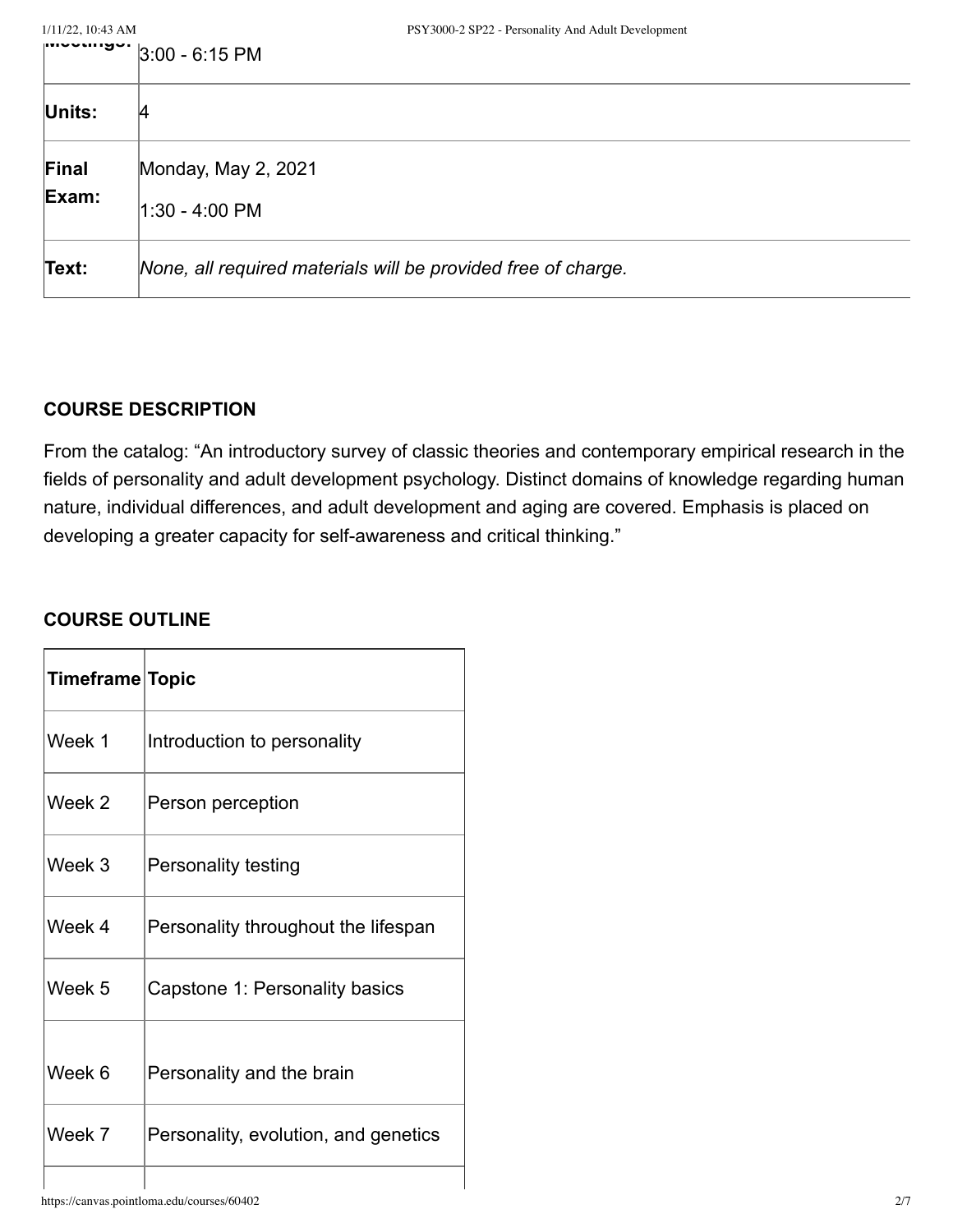| Meetings: | 3:00 - 6:15 PM |
| --- | --- |
| **Units:** | 4 |
| **Final Exam:** | Monday, May 2, 2021<br>1:30 - 4:00 PM |
| **Text:** | *None, all required materials will be provided free of charge.* |

### COURSE DESCRIPTION

From the catalog: "An introductory survey of classic theories and contemporary empirical research in the fields of personality and adult development psychology. Distinct domains of knowledge regarding human nature, individual differences, and adult development and aging are covered. Emphasis is placed on developing a greater capacity for self-awareness and critical thinking."

### COURSE OUTLINE

| Timeframe | Topic |
| --- | --- |
| Week 1 | Introduction to personality |
| Week 2 | Person perception |
| Week 3 | Personality testing |
| Week 4 | Personality throughout the lifespan |
| Week 5 | Capstone 1: Personality basics |
| Week 6 | Personality and the brain |
| Week 7 | Personality, evolution, and genetics |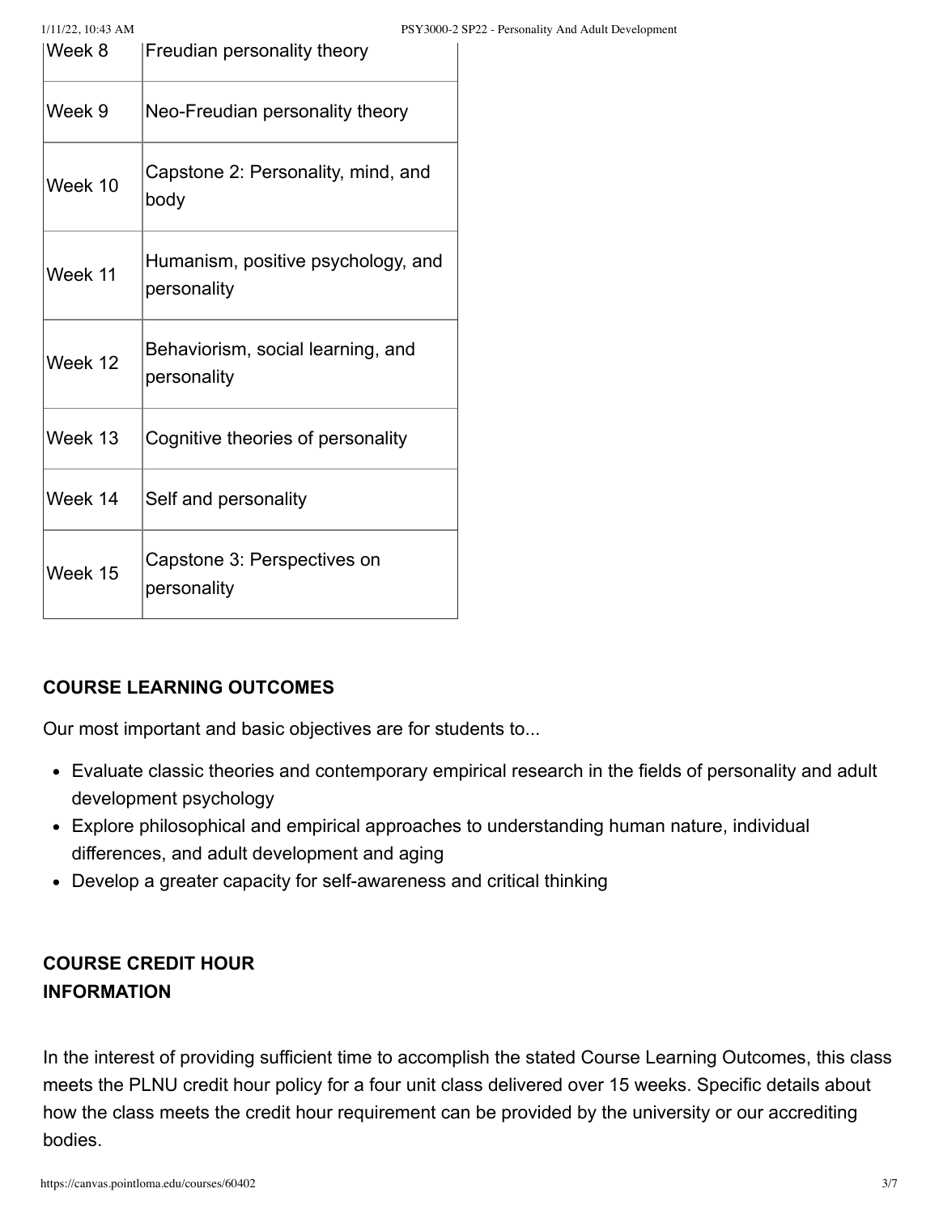| | |
|---|---|
| Week 8 | Freudian personality theory |
| Week 9 | Neo-Freudian personality theory |
| Week 10 | Capstone 2: Personality, mind, and body |
| Week 11 | Humanism, positive psychology, and personality |
| Week 12 | Behaviorism, social learning, and personality |
| Week 13 | Cognitive theories of personality |
| Week 14 | Self and personality |
| Week 15 | Capstone 3: Perspectives on personality |

## COURSE LEARNING OUTCOMES

Our most important and basic objectives are for students to...

- Evaluate classic theories and contemporary empirical research in the fields of personality and adult development psychology
- Explore philosophical and empirical approaches to understanding human nature, individual differences, and adult development and aging
- Develop a greater capacity for self-awareness and critical thinking

## COURSE CREDIT HOUR INFORMATION

In the interest of providing sufficient time to accomplish the stated Course Learning Outcomes, this class meets the PLNU credit hour policy for a four unit class delivered over 15 weeks. Specific details about how the class meets the credit hour requirement can be provided by the university or our accrediting bodies.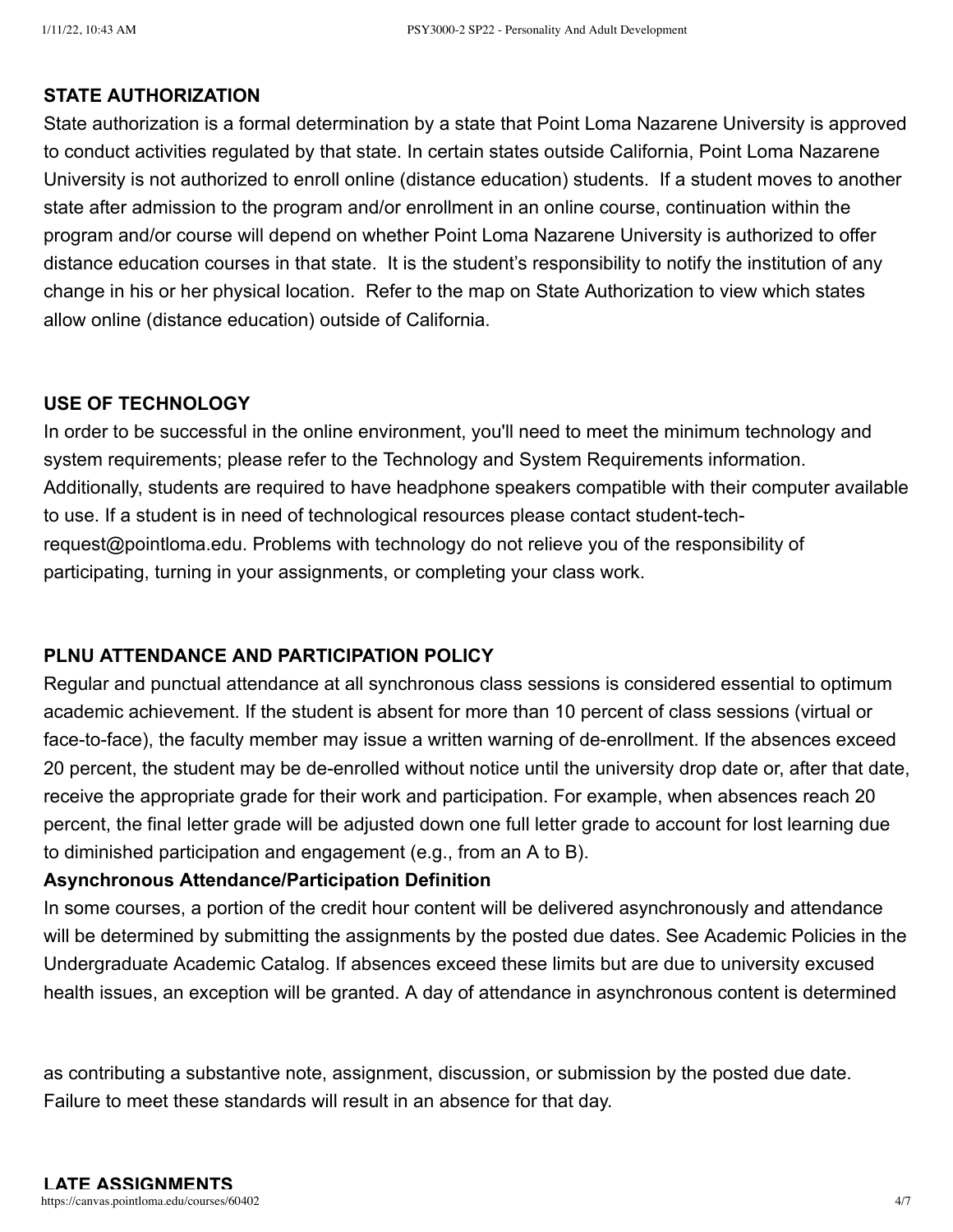**STATE AUTHORIZATION**

State authorization is a formal determination by a state that Point Loma Nazarene University is approved to conduct activities regulated by that state. In certain states outside California, Point Loma Nazarene University is not authorized to enroll online (distance education) students. If a student moves to another state after admission to the program and/or enrollment in an online course, continuation within the program and/or course will depend on whether Point Loma Nazarene University is authorized to offer distance education courses in that state. It is the student's responsibility to notify the institution of any change in his or her physical location. Refer to the map on State Authorization to view which states allow online (distance education) outside of California.

**USE OF TECHNOLOGY**

In order to be successful in the online environment, you'll need to meet the minimum technology and system requirements; please refer to the Technology and System Requirements information. Additionally, students are required to have headphone speakers compatible with their computer available to use. If a student is in need of technological resources please contact student-tech-request@pointloma.edu. Problems with technology do not relieve you of the responsibility of participating, turning in your assignments, or completing your class work.

**PLNU ATTENDANCE AND PARTICIPATION POLICY**

Regular and punctual attendance at all synchronous class sessions is considered essential to optimum academic achievement. If the student is absent for more than 10 percent of class sessions (virtual or face-to-face), the faculty member may issue a written warning of de-enrollment. If the absences exceed 20 percent, the student may be de-enrolled without notice until the university drop date or, after that date, receive the appropriate grade for their work and participation. For example, when absences reach 20 percent, the final letter grade will be adjusted down one full letter grade to account for lost learning due to diminished participation and engagement (e.g., from an A to B).

**Asynchronous Attendance/Participation Definition**

In some courses, a portion of the credit hour content will be delivered asynchronously and attendance will be determined by submitting the assignments by the posted due dates. See Academic Policies in the Undergraduate Academic Catalog. If absences exceed these limits but are due to university excused health issues, an exception will be granted. A day of attendance in asynchronous content is determined as contributing a substantive note, assignment, discussion, or submission by the posted due date. Failure to meet these standards will result in an absence for that day.

**LATE ASSIGNMENTS**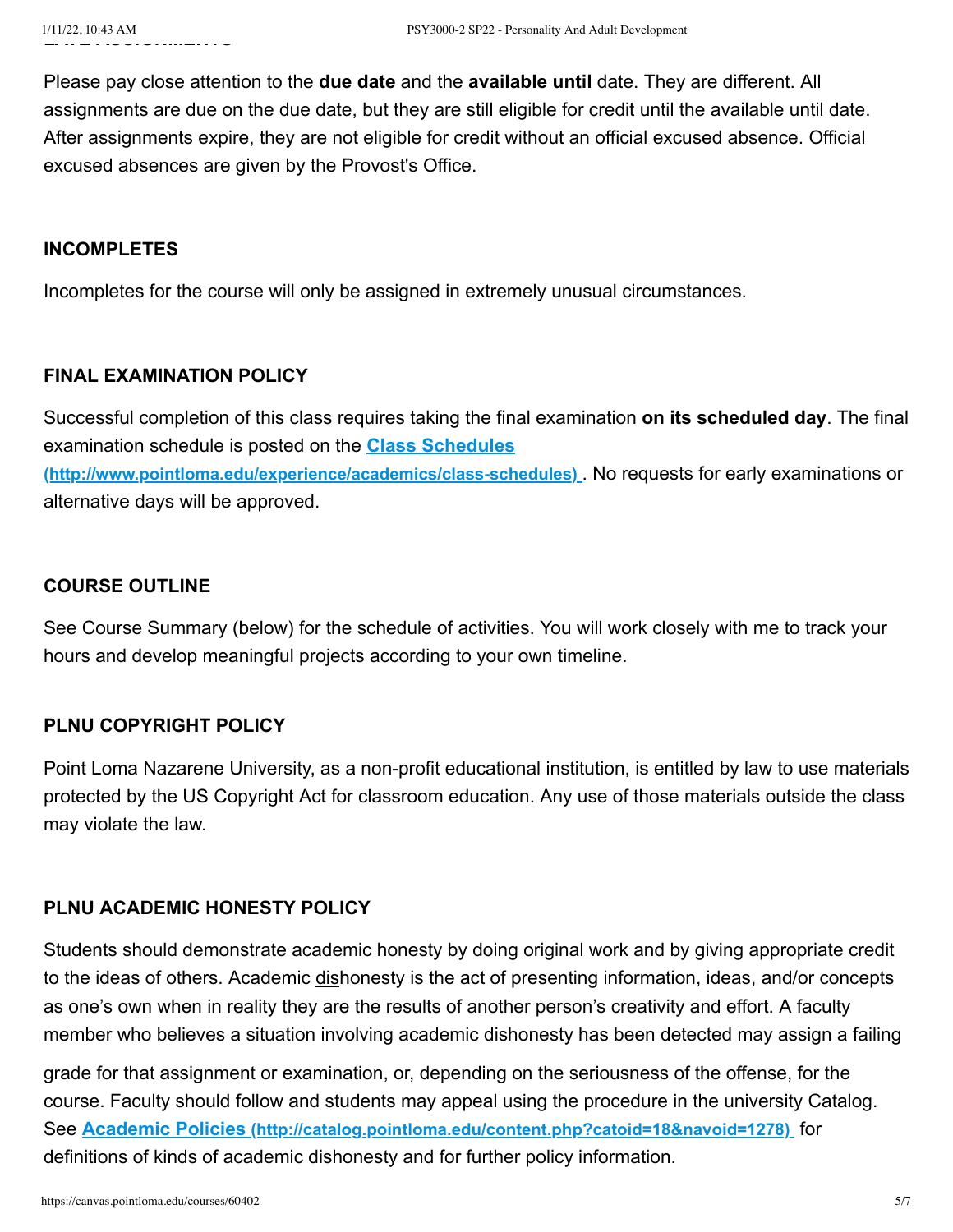Please pay close attention to the **due date** and the **available until** date. They are different. All assignments are due on the due date, but they are still eligible for credit until the available until date. After assignments expire, they are not eligible for credit without an official excused absence. Official excused absences are given by the Provost's Office.

### INCOMPLETES

Incompletes for the course will only be assigned in extremely unusual circumstances.

### FINAL EXAMINATION POLICY

Successful completion of this class requires taking the final examination **on its scheduled day**. The final examination schedule is posted on the **[Class Schedules (http://www.pointloma.edu/experience/academics/class-schedules)](http://www.pointloma.edu/experience/academics/class-schedules)**. No requests for early examinations or alternative days will be approved.

### COURSE OUTLINE

See Course Summary (below) for the schedule of activities. You will work closely with me to track your hours and develop meaningful projects according to your own timeline.

### PLNU COPYRIGHT POLICY

Point Loma Nazarene University, as a non-profit educational institution, is entitled by law to use materials protected by the US Copyright Act for classroom education. Any use of those materials outside the class may violate the law.

### PLNU ACADEMIC HONESTY POLICY

Students should demonstrate academic honesty by doing original work and by giving appropriate credit to the ideas of others. Academic dishonesty is the act of presenting information, ideas, and/or concepts as one's own when in reality they are the results of another person's creativity and effort. A faculty member who believes a situation involving academic dishonesty has been detected may assign a failing grade for that assignment or examination, or, depending on the seriousness of the offense, for the course. Faculty should follow and students may appeal using the procedure in the university Catalog. See **[Academic Policies (http://catalog.pointloma.edu/content.php?catoid=18&navoid=1278)](http://catalog.pointloma.edu/content.php?catoid=18&navoid=1278)** for definitions of kinds of academic dishonesty and for further policy information.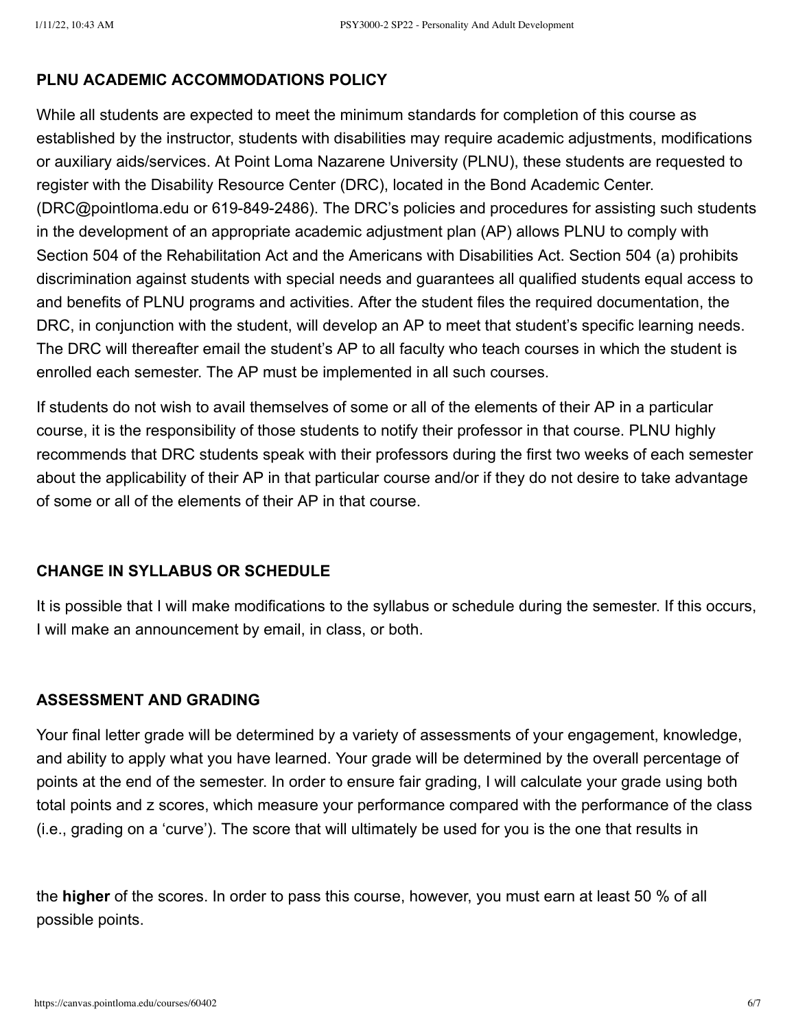**PLNU ACADEMIC ACCOMMODATIONS POLICY**

While all students are expected to meet the minimum standards for completion of this course as established by the instructor, students with disabilities may require academic adjustments, modifications or auxiliary aids/services. At Point Loma Nazarene University (PLNU), these students are requested to register with the Disability Resource Center (DRC), located in the Bond Academic Center. (DRC@pointloma.edu or 619-849-2486). The DRC's policies and procedures for assisting such students in the development of an appropriate academic adjustment plan (AP) allows PLNU to comply with Section 504 of the Rehabilitation Act and the Americans with Disabilities Act. Section 504 (a) prohibits discrimination against students with special needs and guarantees all qualified students equal access to and benefits of PLNU programs and activities. After the student files the required documentation, the DRC, in conjunction with the student, will develop an AP to meet that student's specific learning needs. The DRC will thereafter email the student's AP to all faculty who teach courses in which the student is enrolled each semester. The AP must be implemented in all such courses.

If students do not wish to avail themselves of some or all of the elements of their AP in a particular course, it is the responsibility of those students to notify their professor in that course. PLNU highly recommends that DRC students speak with their professors during the first two weeks of each semester about the applicability of their AP in that particular course and/or if they do not desire to take advantage of some or all of the elements of their AP in that course.

**CHANGE IN SYLLABUS OR SCHEDULE**

It is possible that I will make modifications to the syllabus or schedule during the semester. If this occurs, I will make an announcement by email, in class, or both.

**ASSESSMENT AND GRADING**

Your final letter grade will be determined by a variety of assessments of your engagement, knowledge, and ability to apply what you have learned. Your grade will be determined by the overall percentage of points at the end of the semester. In order to ensure fair grading, I will calculate your grade using both total points and z scores, which measure your performance compared with the performance of the class (i.e., grading on a 'curve'). The score that will ultimately be used for you is the one that results in the **higher** of the scores. In order to pass this course, however, you must earn at least 50 % of all possible points.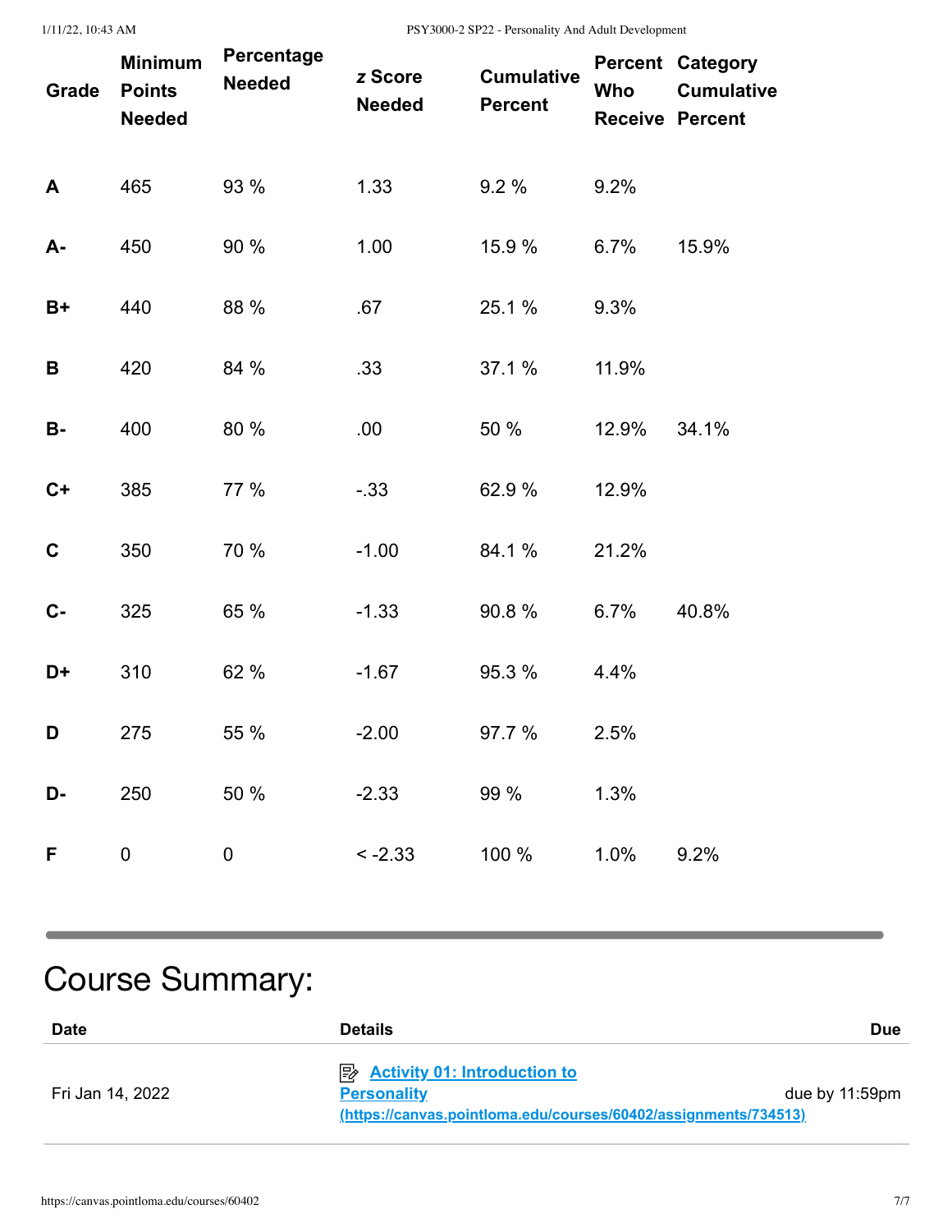| Grade | Minimum Points Needed | Percentage Needed | *z* Score Needed | Cumulative Percent | Percent Who Receive | Category Cumulative Percent |
|---|---|---|---|---|---|---|
| **A** | 465 | 93 % | 1.33 | 9.2 % | 9.2% | |
| **A-** | 450 | 90 % | 1.00 | 15.9 % | 6.7% | 15.9% |
| **B+** | 440 | 88 % | .67 | 25.1 % | 9.3% | |
| **B** | 420 | 84 % | .33 | 37.1 % | 11.9% | |
| **B-** | 400 | 80 % | .00 | 50 % | 12.9% | 34.1% |
| **C+** | 385 | 77 % | -.33 | 62.9 % | 12.9% | |
| **C** | 350 | 70 % | -1.00 | 84.1 % | 21.2% | |
| **C-** | 325 | 65 % | -1.33 | 90.8 % | 6.7% | 40.8% |
| **D+** | 310 | 62 % | -1.67 | 95.3 % | 4.4% | |
| **D** | 275 | 55 % | -2.00 | 97.7 % | 2.5% | |
| **D-** | 250 | 50 % | -2.33 | 99 % | 1.3% | |
| **F** | 0 | 0 | < -2.33 | 100 % | 1.0% | 9.2% |

# Course Summary:

| Date | Details | Due |
|---|---|---|
| Fri Jan 14, 2022 | [Activity 01: Introduction to Personality](https://canvas.pointloma.edu/courses/60402/assignments/734513) (https://canvas.pointloma.edu/courses/60402/assignments/734513) | due by 11:59pm |